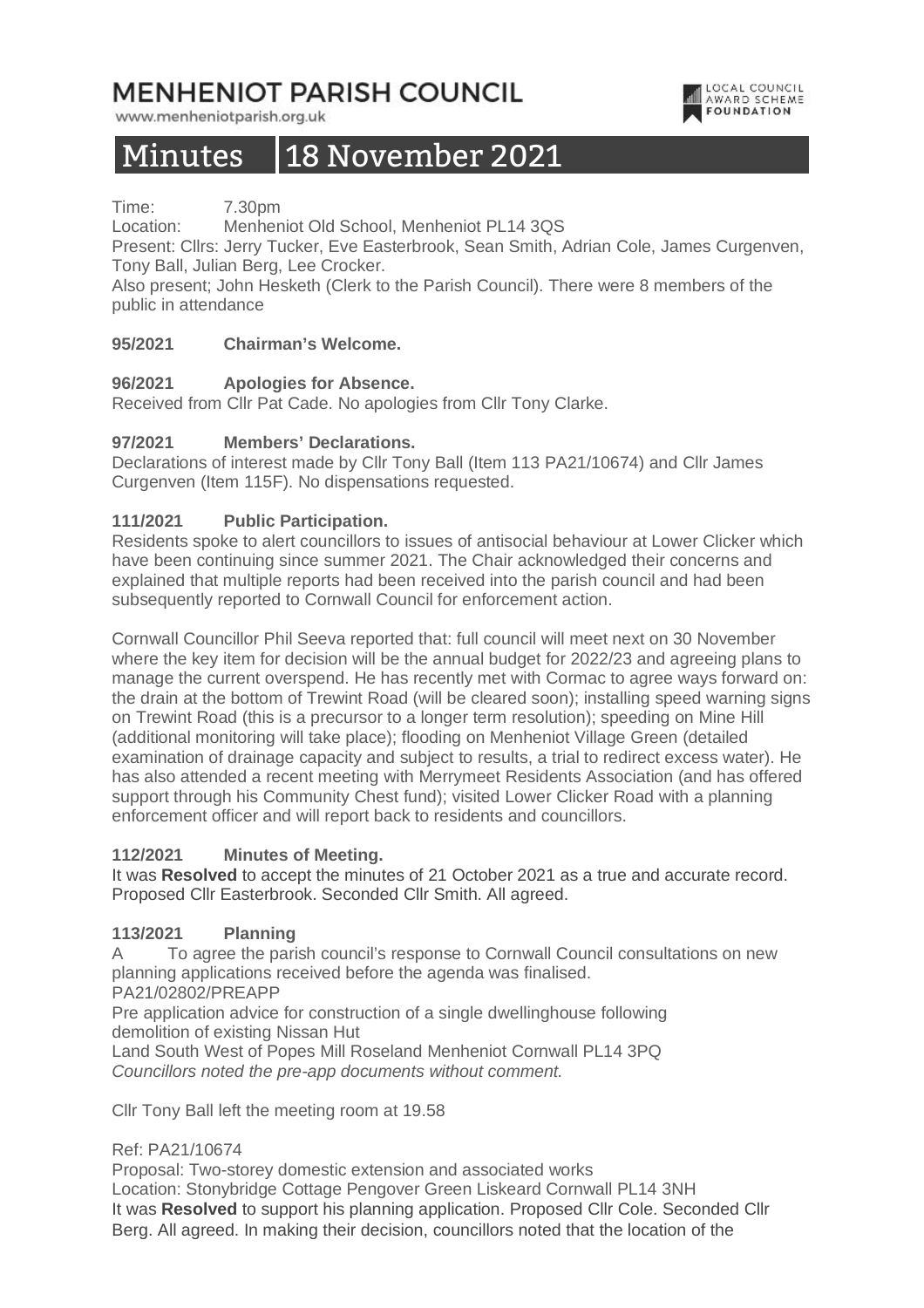# MENHENIOT PARISH COUNCIL

www.menheniotparish.org.uk

LOCAL COUNCIL AWARD SCHEME FOUNDATION

# Minutes 18 November 2021

Time: 7.30pm

Location: Menheniot Old School, Menheniot PL14 3QS

Present: Cllrs: Jerry Tucker, Eve Easterbrook, Sean Smith, Adrian Cole, James Curgenven, Tony Ball, Julian Berg, Lee Crocker.

Also present; John Hesketh (Clerk to the Parish Council). There were 8 members of the public in attendance

**95/2021 Chairman's Welcome.**

**96/2021 Apologies for Absence.**

Received from Cllr Pat Cade. No apologies from Cllr Tony Clarke.

**97/2021 Members' Declarations.**

Declarations of interest made by Cllr Tony Ball (Item 113 PA21/10674) and Cllr James Curgenven (Item 115F). No dispensations requested.

**111/2021 Public Participation.**

Residents spoke to alert councillors to issues of antisocial behaviour at Lower Clicker which have been continuing since summer 2021. The Chair acknowledged their concerns and explained that multiple reports had been received into the parish council and had been subsequently reported to Cornwall Council for enforcement action.

Cornwall Councillor Phil Seeva reported that: full council will meet next on 30 November where the key item for decision will be the annual budget for 2022/23 and agreeing plans to manage the current overspend. He has recently met with Cormac to agree ways forward on: the drain at the bottom of Trewint Road (will be cleared soon); installing speed warning signs on Trewint Road (this is a precursor to a longer term resolution); speeding on Mine Hill (additional monitoring will take place); flooding on Menheniot Village Green (detailed examination of drainage capacity and subject to results, a trial to redirect excess water). He has also attended a recent meeting with Merrymeet Residents Association (and has offered support through his Community Chest fund); visited Lower Clicker Road with a planning enforcement officer and will report back to residents and councillors.

**112/2021 Minutes of Meeting.**

It was **Resolved** to accept the minutes of 21 October 2021 as a true and accurate record. Proposed Cllr Easterbrook. Seconded Cllr Smith. All agreed.

**113/2021 Planning**

A To agree the parish council's response to Cornwall Council consultations on new planning applications received before the agenda was finalised.

PA21/02802/PREAPP

Pre application advice for construction of a single dwellinghouse following demolition of existing Nissan Hut

Land South West of Popes Mill Roseland Menheniot Cornwall PL14 3PQ

*Councillors noted the pre-app documents without comment.*

Cllr Tony Ball left the meeting room at 19.58

Ref: PA21/10674

Proposal: Two-storey domestic extension and associated works

Location: Stonybridge Cottage Pengover Green Liskeard Cornwall PL14 3NH

It was **Resolved** to support his planning application. Proposed Cllr Cole. Seconded Cllr Berg. All agreed. In making their decision, councillors noted that the location of the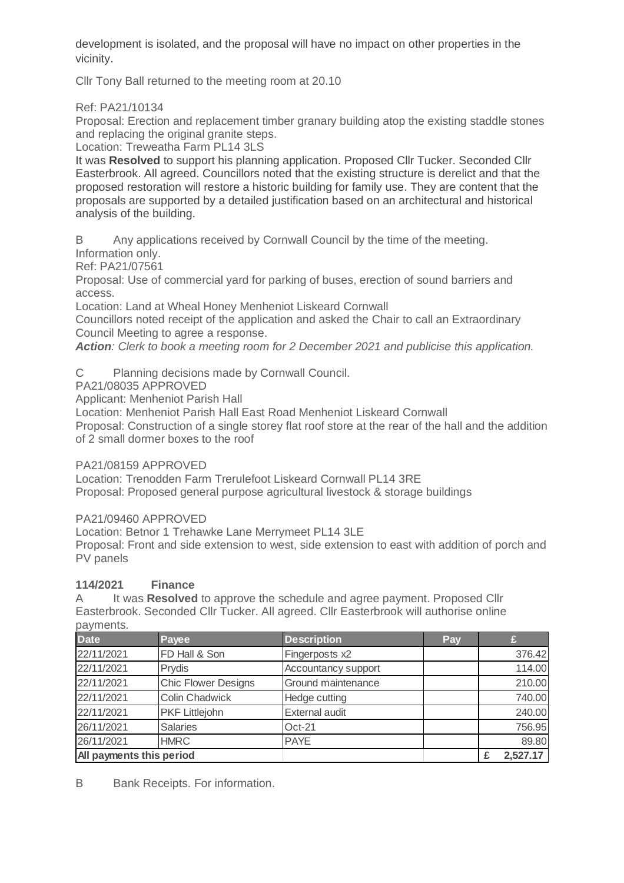development is isolated, and the proposal will have no impact on other properties in the vicinity.

Cllr Tony Ball returned to the meeting room at 20.10

Ref: PA21/10134
Proposal: Erection and replacement timber granary building atop the existing staddle stones and replacing the original granite steps.
Location: Treweatha Farm PL14 3LS
It was **Resolved** to support his planning application. Proposed Cllr Tucker. Seconded Cllr Easterbrook. All agreed. Councillors noted that the existing structure is derelict and that the proposed restoration will restore a historic building for family use. They are content that the proposals are supported by a detailed justification based on an architectural and historical analysis of the building.

B Any applications received by Cornwall Council by the time of the meeting.
Information only.
Ref: PA21/07561
Proposal: Use of commercial yard for parking of buses, erection of sound barriers and access.
Location: Land at Wheal Honey Menheniot Liskeard Cornwall
Councillors noted receipt of the application and asked the Chair to call an Extraordinary Council Meeting to agree a response.
***Action**: Clerk to book a meeting room for 2 December 2021 and publicise this application.*

C Planning decisions made by Cornwall Council.
PA21/08035 APPROVED
Applicant: Menheniot Parish Hall
Location: Menheniot Parish Hall East Road Menheniot Liskeard Cornwall
Proposal: Construction of a single storey flat roof store at the rear of the hall and the addition of 2 small dormer boxes to the roof

PA21/08159 APPROVED
Location: Trenodden Farm Trerulefoot Liskeard Cornwall PL14 3RE
Proposal: Proposed general purpose agricultural livestock & storage buildings

PA21/09460 APPROVED
Location: Betnor 1 Trehawke Lane Merrymeet PL14 3LE
Proposal: Front and side extension to west, side extension to east with addition of porch and PV panels

**114/2021 Finance**

A It was **Resolved** to approve the schedule and agree payment. Proposed Cllr Easterbrook. Seconded Cllr Tucker. All agreed. Cllr Easterbrook will authorise online payments.

| Date | Payee | Description | Pay | £ |
|---|---|---|---|---|
| 22/11/2021 | FD Hall & Son | Fingerposts x2 | | 376.42 |
| 22/11/2021 | Prydis | Accountancy support | | 114.00 |
| 22/11/2021 | Chic Flower Designs | Ground maintenance | | 210.00 |
| 22/11/2021 | Colin Chadwick | Hedge cutting | | 740.00 |
| 22/11/2021 | PKF Littlejohn | External audit | | 240.00 |
| 26/11/2021 | Salaries | Oct-21 | | 756.95 |
| 26/11/2021 | HMRC | PAYE | | 89.80 |
| **All payments this period** | | | | **£ 2,527.17** |

B Bank Receipts. For information.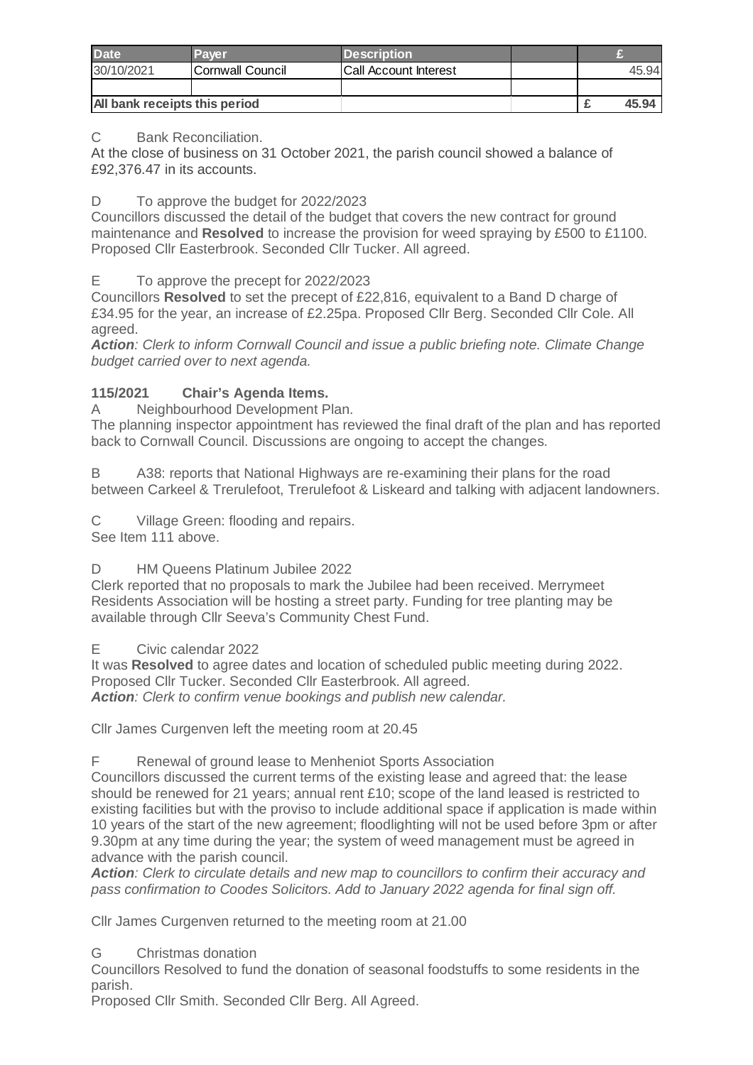| Date | Payer | Description | | £ |
|---|---|---|---|---|
| 30/10/2021 | Cornwall Council | Call Account Interest | | 45.94 |
| | | | | |
| All bank receipts this period | | | | £ 45.94 |

C Bank Reconciliation.
At the close of business on 31 October 2021, the parish council showed a balance of £92,376.47 in its accounts.

D To approve the budget for 2022/2023
Councillors discussed the detail of the budget that covers the new contract for ground maintenance and **Resolved** to increase the provision for weed spraying by £500 to £1100. Proposed Cllr Easterbrook. Seconded Cllr Tucker. All agreed.

E To approve the precept for 2022/2023
Councillors **Resolved** to set the precept of £22,816, equivalent to a Band D charge of £34.95 for the year, an increase of £2.25pa. Proposed Cllr Berg. Seconded Cllr Cole. All agreed.
***Action****: Clerk to inform Cornwall Council and issue a public briefing note. Climate Change budget carried over to next agenda.*

**115/2021 Chair's Agenda Items.**

A Neighbourhood Development Plan.
The planning inspector appointment has reviewed the final draft of the plan and has reported back to Cornwall Council. Discussions are ongoing to accept the changes.

B A38: reports that National Highways are re-examining their plans for the road between Carkeel & Trerulefoot, Trerulefoot & Liskeard and talking with adjacent landowners.

C Village Green: flooding and repairs.
See Item 111 above.

D HM Queens Platinum Jubilee 2022
Clerk reported that no proposals to mark the Jubilee had been received. Merrymeet Residents Association will be hosting a street party. Funding for tree planting may be available through Cllr Seeva's Community Chest Fund.

E Civic calendar 2022
It was **Resolved** to agree dates and location of scheduled public meeting during 2022. Proposed Cllr Tucker. Seconded Cllr Easterbrook. All agreed.
***Action****: Clerk to confirm venue bookings and publish new calendar.*

Cllr James Curgenven left the meeting room at 20.45

F Renewal of ground lease to Menheniot Sports Association
Councillors discussed the current terms of the existing lease and agreed that: the lease should be renewed for 21 years; annual rent £10; scope of the land leased is restricted to existing facilities but with the proviso to include additional space if application is made within 10 years of the start of the new agreement; floodlighting will not be used before 3pm or after 9.30pm at any time during the year; the system of weed management must be agreed in advance with the parish council.
***Action****: Clerk to circulate details and new map to councillors to confirm their accuracy and pass confirmation to Coodes Solicitors. Add to January 2022 agenda for final sign off.*

Cllr James Curgenven returned to the meeting room at 21.00

G Christmas donation
Councillors Resolved to fund the donation of seasonal foodstuffs to some residents in the parish.
Proposed Cllr Smith. Seconded Cllr Berg. All Agreed.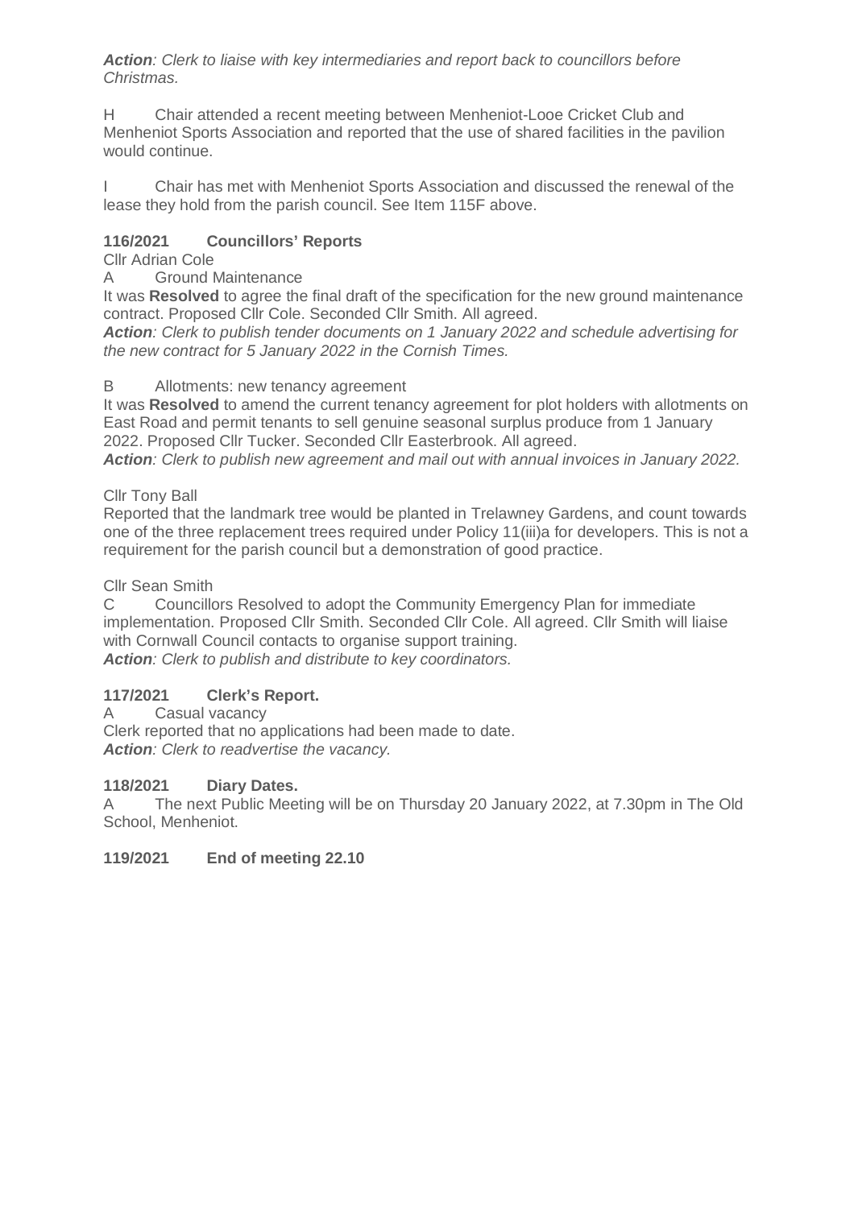***Action**: Clerk to liaise with key intermediaries and report back to councillors before Christmas.*

H Chair attended a recent meeting between Menheniot-Looe Cricket Club and Menheniot Sports Association and reported that the use of shared facilities in the pavilion would continue.

I Chair has met with Menheniot Sports Association and discussed the renewal of the lease they hold from the parish council. See Item 115F above.

## 116/2021 Councillors' Reports

Cllr Adrian Cole

A Ground Maintenance

It was **Resolved** to agree the final draft of the specification for the new ground maintenance contract. Proposed Cllr Cole. Seconded Cllr Smith. All agreed.

***Action**: Clerk to publish tender documents on 1 January 2022 and schedule advertising for the new contract for 5 January 2022 in the Cornish Times.*

B Allotments: new tenancy agreement

It was **Resolved** to amend the current tenancy agreement for plot holders with allotments on East Road and permit tenants to sell genuine seasonal surplus produce from 1 January 2022. Proposed Cllr Tucker. Seconded Cllr Easterbrook. All agreed.

***Action**: Clerk to publish new agreement and mail out with annual invoices in January 2022.*

Cllr Tony Ball

Reported that the landmark tree would be planted in Trelawney Gardens, and count towards one of the three replacement trees required under Policy 11(iii)a for developers. This is not a requirement for the parish council but a demonstration of good practice.

Cllr Sean Smith

C Councillors Resolved to adopt the Community Emergency Plan for immediate implementation. Proposed Cllr Smith. Seconded Cllr Cole. All agreed. Cllr Smith will liaise with Cornwall Council contacts to organise support training.

***Action**: Clerk to publish and distribute to key coordinators.*

## 117/2021 Clerk's Report.

A Casual vacancy

Clerk reported that no applications had been made to date.

***Action**: Clerk to readvertise the vacancy.*

## 118/2021 Diary Dates.

A The next Public Meeting will be on Thursday 20 January 2022, at 7.30pm in The Old School, Menheniot.

## 119/2021 End of meeting 22.10